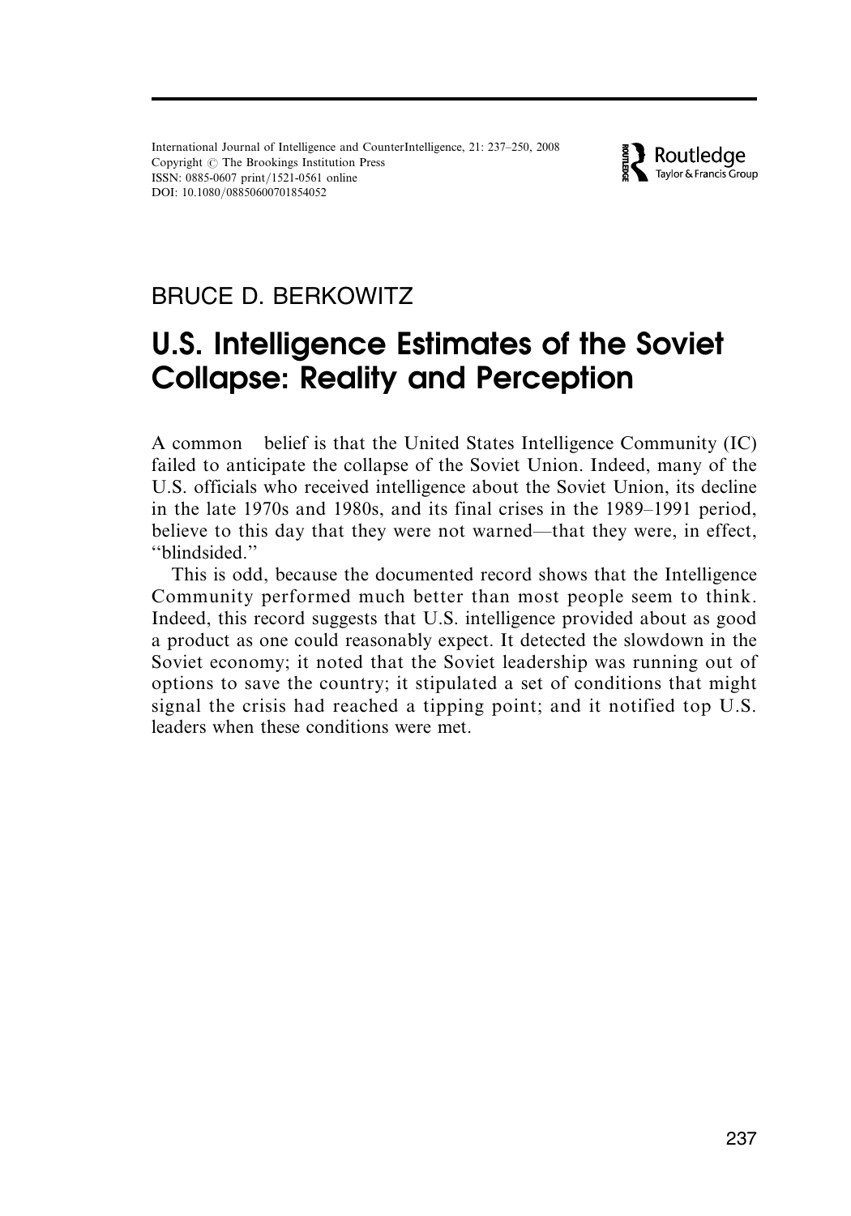International Journal of Intelligence and CounterIntelligence, 21: 237–250, 2008
Copyright © The Brookings Institution Press
ISSN: 0885-0607 print/1521-0561 online
DOI: 10.1080/08850600701854052

BRUCE D. BERKOWITZ

# U.S. Intelligence Estimates of the Soviet Collapse: Reality and Perception

A common belief is that the United States Intelligence Community (IC) failed to anticipate the collapse of the Soviet Union. Indeed, many of the U.S. officials who received intelligence about the Soviet Union, its decline in the late 1970s and 1980s, and its final crises in the 1989–1991 period, believe to this day that they were not warned—that they were, in effect, "blindsided."

This is odd, because the documented record shows that the Intelligence Community performed much better than most people seem to think. Indeed, this record suggests that U.S. intelligence provided about as good a product as one could reasonably expect. It detected the slowdown in the Soviet economy; it noted that the Soviet leadership was running out of options to save the country; it stipulated a set of conditions that might signal the crisis had reached a tipping point; and it notified top U.S. leaders when these conditions were met.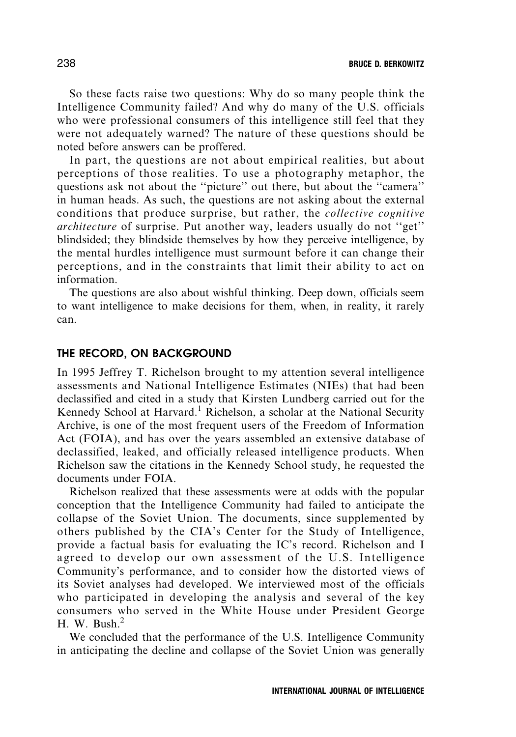So these facts raise two questions: Why do so many people think the Intelligence Community failed? And why do many of the U.S. officials who were professional consumers of this intelligence still feel that they were not adequately warned? The nature of these questions should be noted before answers can be proffered.

In part, the questions are not about empirical realities, but about perceptions of those realities. To use a photography metaphor, the questions ask not about the "picture" out there, but about the "camera" in human heads. As such, the questions are not asking about the external conditions that produce surprise, but rather, the *collective cognitive architecture* of surprise. Put another way, leaders usually do not "get" blindsided; they blindside themselves by how they perceive intelligence, by the mental hurdles intelligence must surmount before it can change their perceptions, and in the constraints that limit their ability to act on information.

The questions are also about wishful thinking. Deep down, officials seem to want intelligence to make decisions for them, when, in reality, it rarely can.

## THE RECORD, ON BACKGROUND

In 1995 Jeffrey T. Richelson brought to my attention several intelligence assessments and National Intelligence Estimates (NIEs) that had been declassified and cited in a study that Kirsten Lundberg carried out for the Kennedy School at Harvard.[1] Richelson, a scholar at the National Security Archive, is one of the most frequent users of the Freedom of Information Act (FOIA), and has over the years assembled an extensive database of declassified, leaked, and officially released intelligence products. When Richelson saw the citations in the Kennedy School study, he requested the documents under FOIA.

Richelson realized that these assessments were at odds with the popular conception that the Intelligence Community had failed to anticipate the collapse of the Soviet Union. The documents, since supplemented by others published by the CIA's Center for the Study of Intelligence, provide a factual basis for evaluating the IC's record. Richelson and I agreed to develop our own assessment of the U.S. Intelligence Community's performance, and to consider how the distorted views of its Soviet analyses had developed. We interviewed most of the officials who participated in developing the analysis and several of the key consumers who served in the White House under President George H. W. Bush.[2]

We concluded that the performance of the U.S. Intelligence Community in anticipating the decline and collapse of the Soviet Union was generally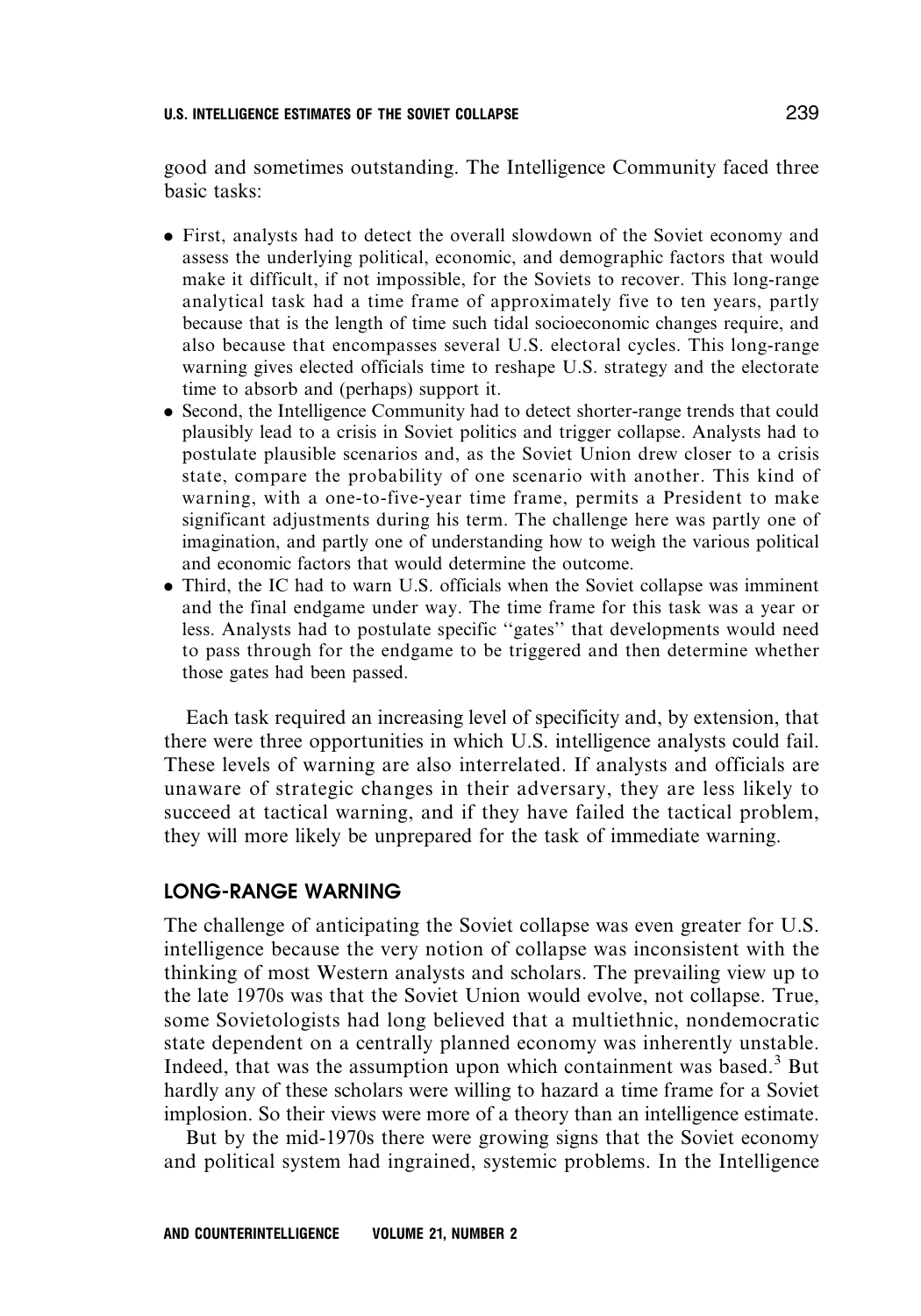good and sometimes outstanding. The Intelligence Community faced three basic tasks:

- First, analysts had to detect the overall slowdown of the Soviet economy and assess the underlying political, economic, and demographic factors that would make it difficult, if not impossible, for the Soviets to recover. This long-range analytical task had a time frame of approximately five to ten years, partly because that is the length of time such tidal socioeconomic changes require, and also because that encompasses several U.S. electoral cycles. This long-range warning gives elected officials time to reshape U.S. strategy and the electorate time to absorb and (perhaps) support it.
- Second, the Intelligence Community had to detect shorter-range trends that could plausibly lead to a crisis in Soviet politics and trigger collapse. Analysts had to postulate plausible scenarios and, as the Soviet Union drew closer to a crisis state, compare the probability of one scenario with another. This kind of warning, with a one-to-five-year time frame, permits a President to make significant adjustments during his term. The challenge here was partly one of imagination, and partly one of understanding how to weigh the various political and economic factors that would determine the outcome.
- Third, the IC had to warn U.S. officials when the Soviet collapse was imminent and the final endgame under way. The time frame for this task was a year or less. Analysts had to postulate specific "gates" that developments would need to pass through for the endgame to be triggered and then determine whether those gates had been passed.

Each task required an increasing level of specificity and, by extension, that there were three opportunities in which U.S. intelligence analysts could fail. These levels of warning are also interrelated. If analysts and officials are unaware of strategic changes in their adversary, they are less likely to succeed at tactical warning, and if they have failed the tactical problem, they will more likely be unprepared for the task of immediate warning.

## LONG-RANGE WARNING

The challenge of anticipating the Soviet collapse was even greater for U.S. intelligence because the very notion of collapse was inconsistent with the thinking of most Western analysts and scholars. The prevailing view up to the late 1970s was that the Soviet Union would evolve, not collapse. True, some Sovietologists had long believed that a multiethnic, nondemocratic state dependent on a centrally planned economy was inherently unstable. Indeed, that was the assumption upon which containment was based.[3] But hardly any of these scholars were willing to hazard a time frame for a Soviet implosion. So their views were more of a theory than an intelligence estimate.

But by the mid-1970s there were growing signs that the Soviet economy and political system had ingrained, systemic problems. In the Intelligence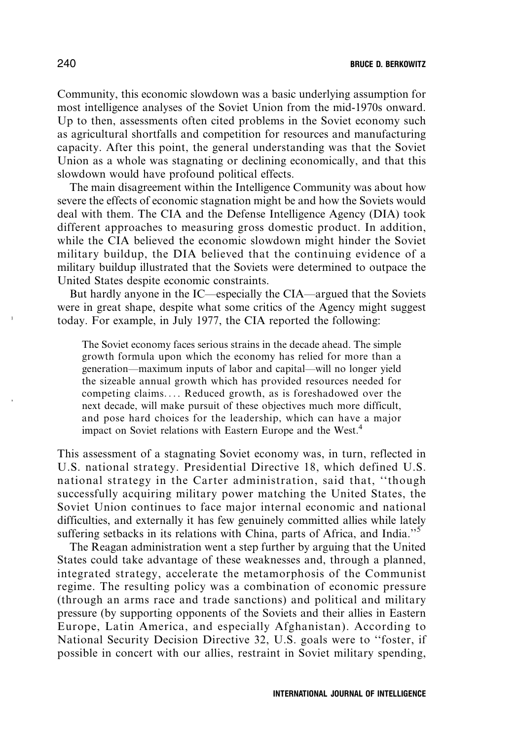Community, this economic slowdown was a basic underlying assumption for most intelligence analyses of the Soviet Union from the mid-1970s onward. Up to then, assessments often cited problems in the Soviet economy such as agricultural shortfalls and competition for resources and manufacturing capacity. After this point, the general understanding was that the Soviet Union as a whole was stagnating or declining economically, and that this slowdown would have profound political effects.

The main disagreement within the Intelligence Community was about how severe the effects of economic stagnation might be and how the Soviets would deal with them. The CIA and the Defense Intelligence Agency (DIA) took different approaches to measuring gross domestic product. In addition, while the CIA believed the economic slowdown might hinder the Soviet military buildup, the DIA believed that the continuing evidence of a military buildup illustrated that the Soviets were determined to outpace the United States despite economic constraints.

But hardly anyone in the IC—especially the CIA—argued that the Soviets were in great shape, despite what some critics of the Agency might suggest today. For example, in July 1977, the CIA reported the following:

> The Soviet economy faces serious strains in the decade ahead. The simple growth formula upon which the economy has relied for more than a generation—maximum inputs of labor and capital—will no longer yield the sizeable annual growth which has provided resources needed for competing claims.... Reduced growth, as is foreshadowed over the next decade, will make pursuit of these objectives much more difficult, and pose hard choices for the leadership, which can have a major impact on Soviet relations with Eastern Europe and the West.[4]

This assessment of a stagnating Soviet economy was, in turn, reflected in U.S. national strategy. Presidential Directive 18, which defined U.S. national strategy in the Carter administration, said that, "though successfully acquiring military power matching the United States, the Soviet Union continues to face major internal economic and national difficulties, and externally it has few genuinely committed allies while lately suffering setbacks in its relations with China, parts of Africa, and India."[5]

The Reagan administration went a step further by arguing that the United States could take advantage of these weaknesses and, through a planned, integrated strategy, accelerate the metamorphosis of the Communist regime. The resulting policy was a combination of economic pressure (through an arms race and trade sanctions) and political and military pressure (by supporting opponents of the Soviets and their allies in Eastern Europe, Latin America, and especially Afghanistan). According to National Security Decision Directive 32, U.S. goals were to "foster, if possible in concert with our allies, restraint in Soviet military spending,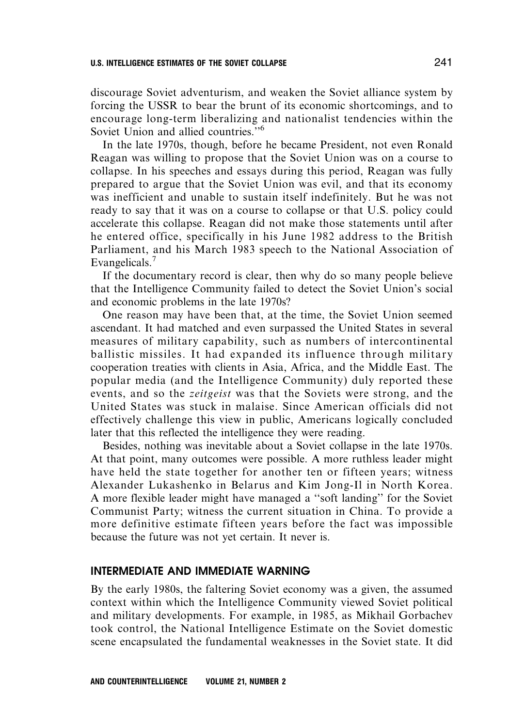discourage Soviet adventurism, and weaken the Soviet alliance system by forcing the USSR to bear the brunt of its economic shortcomings, and to encourage long-term liberalizing and nationalist tendencies within the Soviet Union and allied countries.''[6]

In the late 1970s, though, before he became President, not even Ronald Reagan was willing to propose that the Soviet Union was on a course to collapse. In his speeches and essays during this period, Reagan was fully prepared to argue that the Soviet Union was evil, and that its economy was inefficient and unable to sustain itself indefinitely. But he was not ready to say that it was on a course to collapse or that U.S. policy could accelerate this collapse. Reagan did not make those statements until after he entered office, specifically in his June 1982 address to the British Parliament, and his March 1983 speech to the National Association of Evangelicals.[7]

If the documentary record is clear, then why do so many people believe that the Intelligence Community failed to detect the Soviet Union's social and economic problems in the late 1970s?

One reason may have been that, at the time, the Soviet Union seemed ascendant. It had matched and even surpassed the United States in several measures of military capability, such as numbers of intercontinental ballistic missiles. It had expanded its influence through military cooperation treaties with clients in Asia, Africa, and the Middle East. The popular media (and the Intelligence Community) duly reported these events, and so the *zeitgeist* was that the Soviets were strong, and the United States was stuck in malaise. Since American officials did not effectively challenge this view in public, Americans logically concluded later that this reflected the intelligence they were reading.

Besides, nothing was inevitable about a Soviet collapse in the late 1970s. At that point, many outcomes were possible. A more ruthless leader might have held the state together for another ten or fifteen years; witness Alexander Lukashenko in Belarus and Kim Jong-Il in North Korea. A more flexible leader might have managed a ''soft landing'' for the Soviet Communist Party; witness the current situation in China. To provide a more definitive estimate fifteen years before the fact was impossible because the future was not yet certain. It never is.

## INTERMEDIATE AND IMMEDIATE WARNING

By the early 1980s, the faltering Soviet economy was a given, the assumed context within which the Intelligence Community viewed Soviet political and military developments. For example, in 1985, as Mikhail Gorbachev took control, the National Intelligence Estimate on the Soviet domestic scene encapsulated the fundamental weaknesses in the Soviet state. It did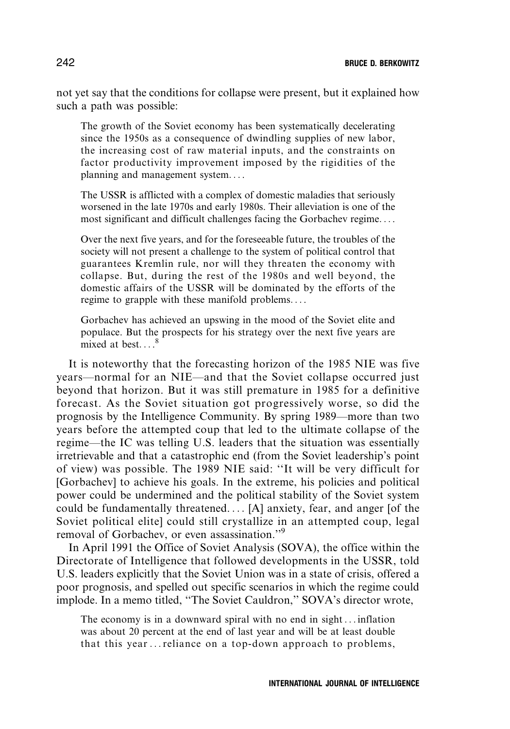not yet say that the conditions for collapse were present, but it explained how such a path was possible:

> The growth of the Soviet economy has been systematically decelerating since the 1950s as a consequence of dwindling supplies of new labor, the increasing cost of raw material inputs, and the constraints on factor productivity improvement imposed by the rigidities of the planning and management system. . . .
>
> The USSR is afflicted with a complex of domestic maladies that seriously worsened in the late 1970s and early 1980s. Their alleviation is one of the most significant and difficult challenges facing the Gorbachev regime. . . .
>
> Over the next five years, and for the foreseeable future, the troubles of the society will not present a challenge to the system of political control that guarantees Kremlin rule, nor will they threaten the economy with collapse. But, during the rest of the 1980s and well beyond, the domestic affairs of the USSR will be dominated by the efforts of the regime to grapple with these manifold problems. . . .
>
> Gorbachev has achieved an upswing in the mood of the Soviet elite and populace. But the prospects for his strategy over the next five years are mixed at best. . . .[8]

It is noteworthy that the forecasting horizon of the 1985 NIE was five years—normal for an NIE—and that the Soviet collapse occurred just beyond that horizon. But it was still premature in 1985 for a definitive forecast. As the Soviet situation got progressively worse, so did the prognosis by the Intelligence Community. By spring 1989—more than two years before the attempted coup that led to the ultimate collapse of the regime—the IC was telling U.S. leaders that the situation was essentially irretrievable and that a catastrophic end (from the Soviet leadership's point of view) was possible. The 1989 NIE said: ''It will be very difficult for [Gorbachev] to achieve his goals. In the extreme, his policies and political power could be undermined and the political stability of the Soviet system could be fundamentally threatened. . . . [A] anxiety, fear, and anger [of the Soviet political elite] could still crystallize in an attempted coup, legal removal of Gorbachev, or even assassination.''[9]

In April 1991 the Office of Soviet Analysis (SOVA), the office within the Directorate of Intelligence that followed developments in the USSR, told U.S. leaders explicitly that the Soviet Union was in a state of crisis, offered a poor prognosis, and spelled out specific scenarios in which the regime could implode. In a memo titled, ''The Soviet Cauldron,'' SOVA's director wrote,

> The economy is in a downward spiral with no end in sight . . . inflation was about 20 percent at the end of last year and will be at least double that this year . . . reliance on a top-down approach to problems,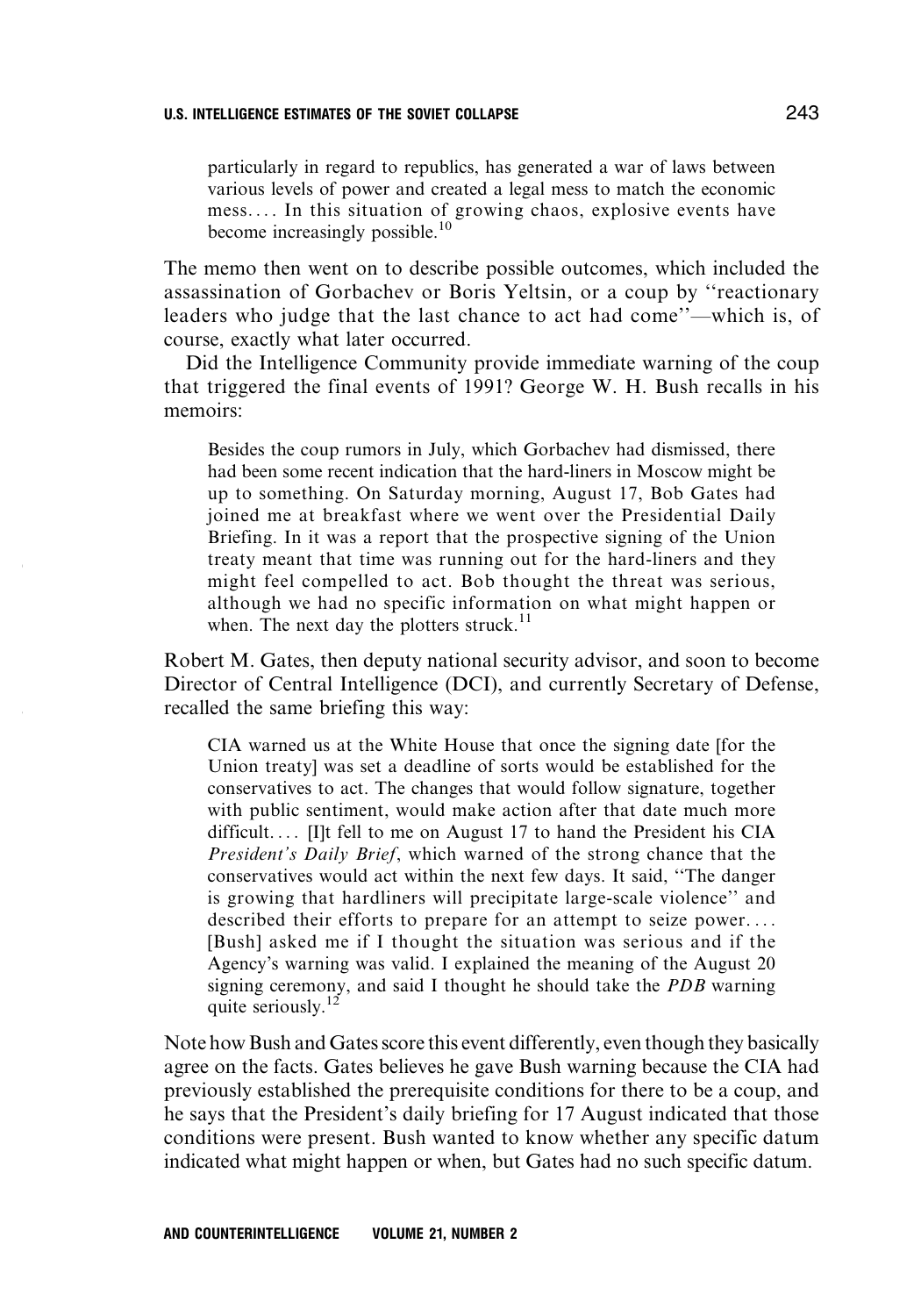> particularly in regard to republics, has generated a war of laws between various levels of power and created a legal mess to match the economic mess.... In this situation of growing chaos, explosive events have become increasingly possible.[10]

The memo then went on to describe possible outcomes, which included the assassination of Gorbachev or Boris Yeltsin, or a coup by "reactionary leaders who judge that the last chance to act had come"—which is, of course, exactly what later occurred.

Did the Intelligence Community provide immediate warning of the coup that triggered the final events of 1991? George W. H. Bush recalls in his memoirs:

> Besides the coup rumors in July, which Gorbachev had dismissed, there had been some recent indication that the hard-liners in Moscow might be up to something. On Saturday morning, August 17, Bob Gates had joined me at breakfast where we went over the Presidential Daily Briefing. In it was a report that the prospective signing of the Union treaty meant that time was running out for the hard-liners and they might feel compelled to act. Bob thought the threat was serious, although we had no specific information on what might happen or when. The next day the plotters struck.[11]

Robert M. Gates, then deputy national security advisor, and soon to become Director of Central Intelligence (DCI), and currently Secretary of Defense, recalled the same briefing this way:

> CIA warned us at the White House that once the signing date [for the Union treaty] was set a deadline of sorts would be established for the conservatives to act. The changes that would follow signature, together with public sentiment, would make action after that date much more difficult.... [I]t fell to me on August 17 to hand the President his CIA *President's Daily Brief*, which warned of the strong chance that the conservatives would act within the next few days. It said, "The danger is growing that hardliners will precipitate large-scale violence" and described their efforts to prepare for an attempt to seize power.... [Bush] asked me if I thought the situation was serious and if the Agency's warning was valid. I explained the meaning of the August 20 signing ceremony, and said I thought he should take the *PDB* warning quite seriously.[12]

Note how Bush and Gates score this event differently, even though they basically agree on the facts. Gates believes he gave Bush warning because the CIA had previously established the prerequisite conditions for there to be a coup, and he says that the President's daily briefing for 17 August indicated that those conditions were present. Bush wanted to know whether any specific datum indicated what might happen or when, but Gates had no such specific datum.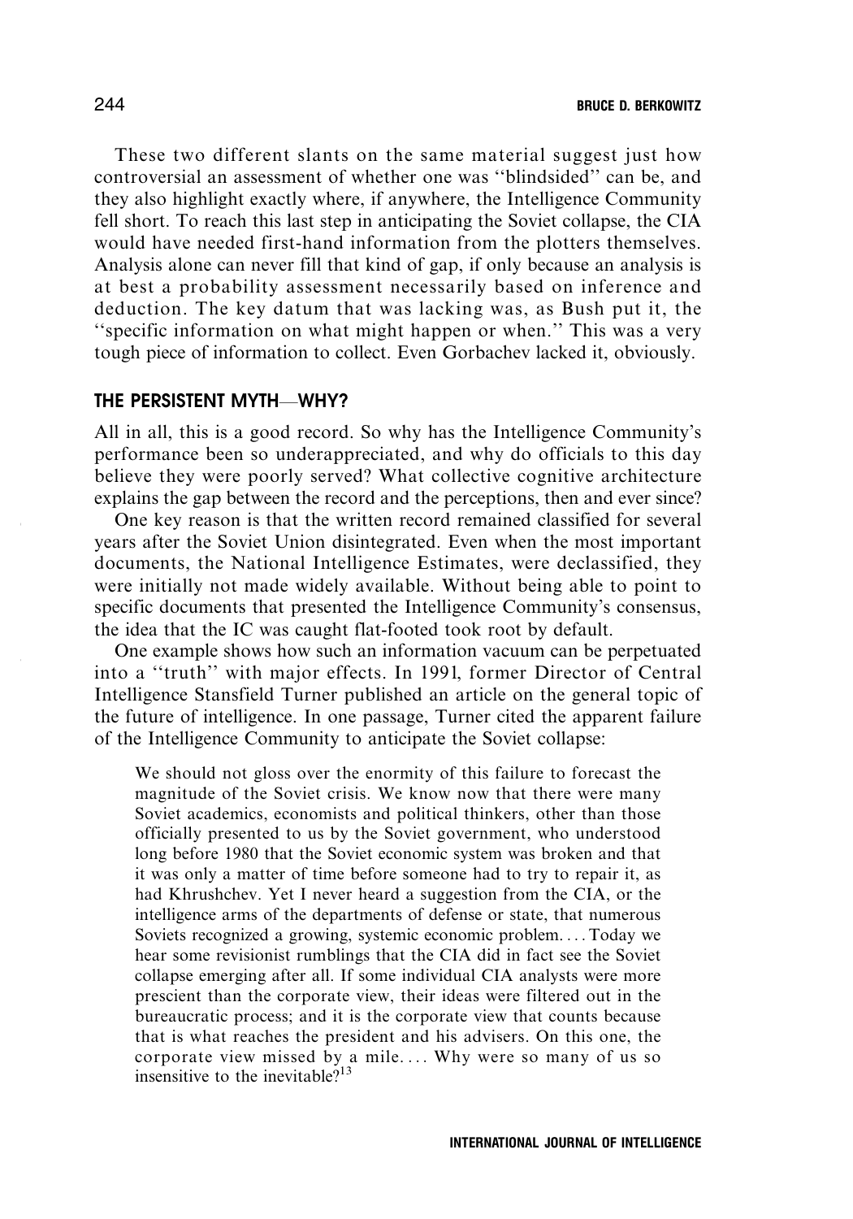These two different slants on the same material suggest just how controversial an assessment of whether one was ''blindsided'' can be, and they also highlight exactly where, if anywhere, the Intelligence Community fell short. To reach this last step in anticipating the Soviet collapse, the CIA would have needed first-hand information from the plotters themselves. Analysis alone can never fill that kind of gap, if only because an analysis is at best a probability assessment necessarily based on inference and deduction. The key datum that was lacking was, as Bush put it, the ''specific information on what might happen or when.'' This was a very tough piece of information to collect. Even Gorbachev lacked it, obviously.

## THE PERSISTENT MYTH—WHY?

All in all, this is a good record. So why has the Intelligence Community's performance been so underappreciated, and why do officials to this day believe they were poorly served? What collective cognitive architecture explains the gap between the record and the perceptions, then and ever since?

One key reason is that the written record remained classified for several years after the Soviet Union disintegrated. Even when the most important documents, the National Intelligence Estimates, were declassified, they were initially not made widely available. Without being able to point to specific documents that presented the Intelligence Community's consensus, the idea that the IC was caught flat-footed took root by default.

One example shows how such an information vacuum can be perpetuated into a ''truth'' with major effects. In 1991, former Director of Central Intelligence Stansfield Turner published an article on the general topic of the future of intelligence. In one passage, Turner cited the apparent failure of the Intelligence Community to anticipate the Soviet collapse:

> We should not gloss over the enormity of this failure to forecast the magnitude of the Soviet crisis. We know now that there were many Soviet academics, economists and political thinkers, other than those officially presented to us by the Soviet government, who understood long before 1980 that the Soviet economic system was broken and that it was only a matter of time before someone had to try to repair it, as had Khrushchev. Yet I never heard a suggestion from the CIA, or the intelligence arms of the departments of defense or state, that numerous Soviets recognized a growing, systemic economic problem. ... Today we hear some revisionist rumblings that the CIA did in fact see the Soviet collapse emerging after all. If some individual CIA analysts were more prescient than the corporate view, their ideas were filtered out in the bureaucratic process; and it is the corporate view that counts because that is what reaches the president and his advisers. On this one, the corporate view missed by a mile. ... Why were so many of us so insensitive to the inevitable?[13]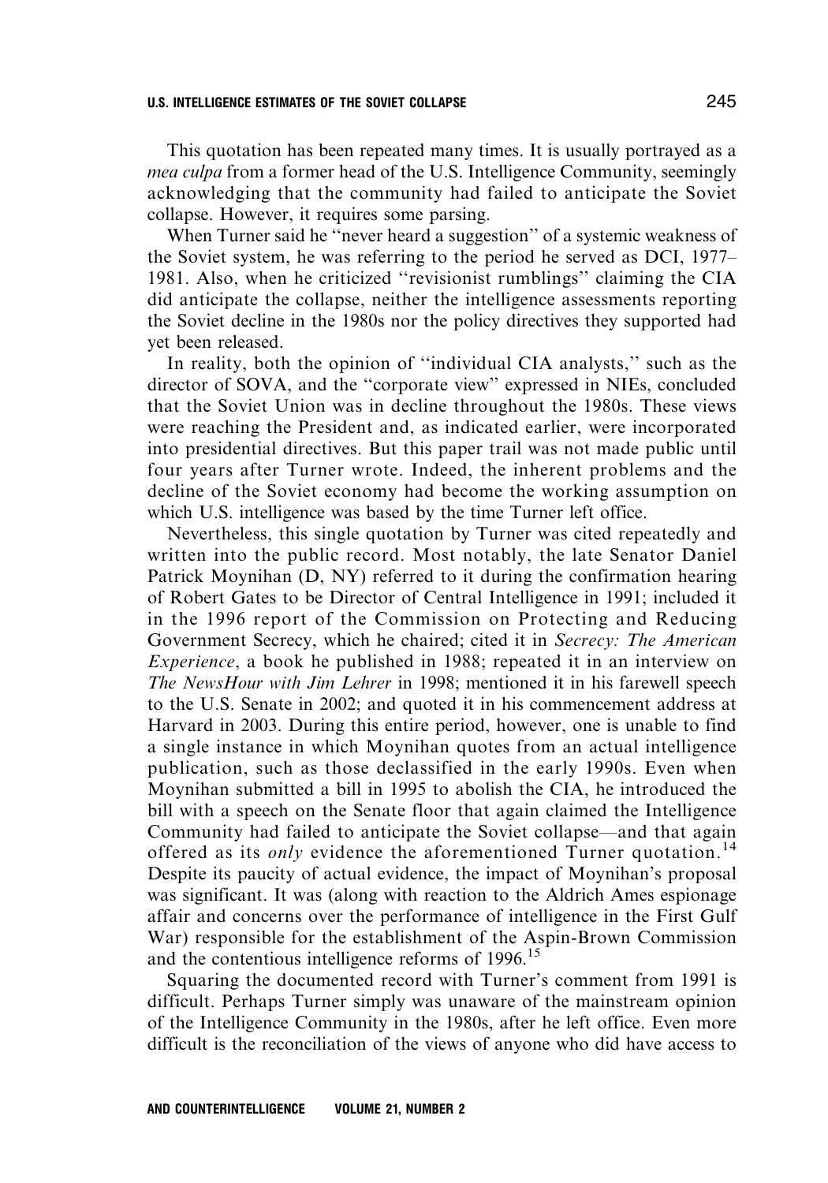This quotation has been repeated many times. It is usually portrayed as a *mea culpa* from a former head of the U.S. Intelligence Community, seemingly acknowledging that the community had failed to anticipate the Soviet collapse. However, it requires some parsing.

When Turner said he ''never heard a suggestion'' of a systemic weakness of the Soviet system, he was referring to the period he served as DCI, 1977–1981. Also, when he criticized ''revisionist rumblings'' claiming the CIA did anticipate the collapse, neither the intelligence assessments reporting the Soviet decline in the 1980s nor the policy directives they supported had yet been released.

In reality, both the opinion of ''individual CIA analysts,'' such as the director of SOVA, and the "corporate view" expressed in NIEs, concluded that the Soviet Union was in decline throughout the 1980s. These views were reaching the President and, as indicated earlier, were incorporated into presidential directives. But this paper trail was not made public until four years after Turner wrote. Indeed, the inherent problems and the decline of the Soviet economy had become the working assumption on which U.S. intelligence was based by the time Turner left office.

Nevertheless, this single quotation by Turner was cited repeatedly and written into the public record. Most notably, the late Senator Daniel Patrick Moynihan (D, NY) referred to it during the confirmation hearing of Robert Gates to be Director of Central Intelligence in 1991; included it in the 1996 report of the Commission on Protecting and Reducing Government Secrecy, which he chaired; cited it in *Secrecy: The American Experience*, a book he published in 1988; repeated it in an interview on *The NewsHour with Jim Lehrer* in 1998; mentioned it in his farewell speech to the U.S. Senate in 2002; and quoted it in his commencement address at Harvard in 2003. During this entire period, however, one is unable to find a single instance in which Moynihan quotes from an actual intelligence publication, such as those declassified in the early 1990s. Even when Moynihan submitted a bill in 1995 to abolish the CIA, he introduced the bill with a speech on the Senate floor that again claimed the Intelligence Community had failed to anticipate the Soviet collapse—and that again offered as its *only* evidence the aforementioned Turner quotation.[14] Despite its paucity of actual evidence, the impact of Moynihan's proposal was significant. It was (along with reaction to the Aldrich Ames espionage affair and concerns over the performance of intelligence in the First Gulf War) responsible for the establishment of the Aspin-Brown Commission and the contentious intelligence reforms of 1996.[15]

Squaring the documented record with Turner's comment from 1991 is difficult. Perhaps Turner simply was unaware of the mainstream opinion of the Intelligence Community in the 1980s, after he left office. Even more difficult is the reconciliation of the views of anyone who did have access to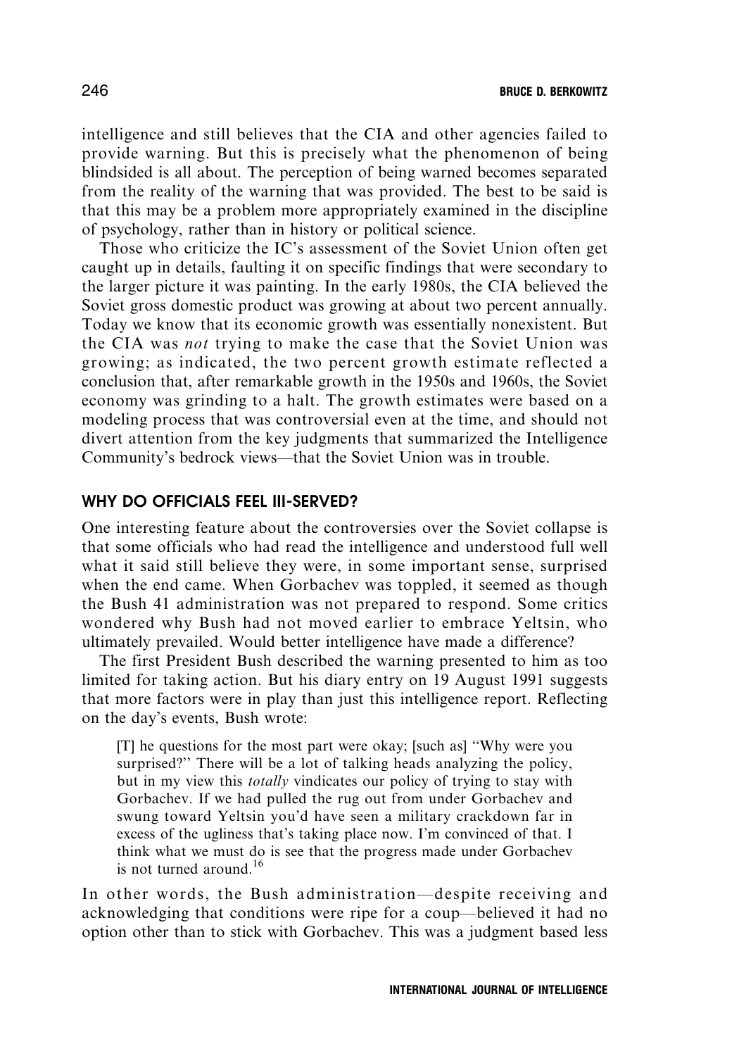intelligence and still believes that the CIA and other agencies failed to provide warning. But this is precisely what the phenomenon of being blindsided is all about. The perception of being warned becomes separated from the reality of the warning that was provided. The best to be said is that this may be a problem more appropriately examined in the discipline of psychology, rather than in history or political science.

Those who criticize the IC's assessment of the Soviet Union often get caught up in details, faulting it on specific findings that were secondary to the larger picture it was painting. In the early 1980s, the CIA believed the Soviet gross domestic product was growing at about two percent annually. Today we know that its economic growth was essentially nonexistent. But the CIA was *not* trying to make the case that the Soviet Union was growing; as indicated, the two percent growth estimate reflected a conclusion that, after remarkable growth in the 1950s and 1960s, the Soviet economy was grinding to a halt. The growth estimates were based on a modeling process that was controversial even at the time, and should not divert attention from the key judgments that summarized the Intelligence Community's bedrock views—that the Soviet Union was in trouble.

## WHY DO OFFICIALS FEEL Ill-SERVED?

One interesting feature about the controversies over the Soviet collapse is that some officials who had read the intelligence and understood full well what it said still believe they were, in some important sense, surprised when the end came. When Gorbachev was toppled, it seemed as though the Bush 41 administration was not prepared to respond. Some critics wondered why Bush had not moved earlier to embrace Yeltsin, who ultimately prevailed. Would better intelligence have made a difference?

The first President Bush described the warning presented to him as too limited for taking action. But his diary entry on 19 August 1991 suggests that more factors were in play than just this intelligence report. Reflecting on the day's events, Bush wrote:

> [T] he questions for the most part were okay; [such as] "Why were you surprised?" There will be a lot of talking heads analyzing the policy, but in my view this *totally* vindicates our policy of trying to stay with Gorbachev. If we had pulled the rug out from under Gorbachev and swung toward Yeltsin you'd have seen a military crackdown far in excess of the ugliness that's taking place now. I'm convinced of that. I think what we must do is see that the progress made under Gorbachev is not turned around.[16]

In other words, the Bush administration—despite receiving and acknowledging that conditions were ripe for a coup—believed it had no option other than to stick with Gorbachev. This was a judgment based less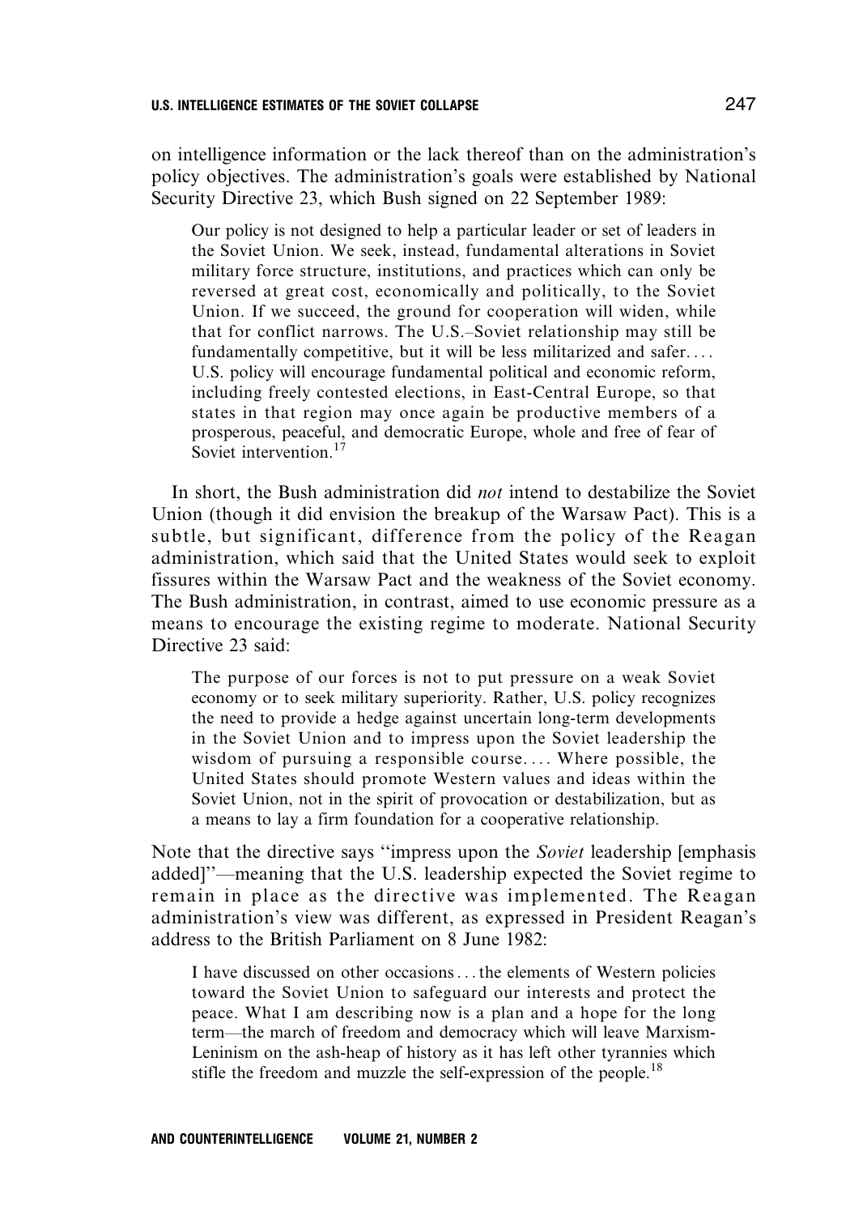on intelligence information or the lack thereof than on the administration's policy objectives. The administration's goals were established by National Security Directive 23, which Bush signed on 22 September 1989:

> Our policy is not designed to help a particular leader or set of leaders in the Soviet Union. We seek, instead, fundamental alterations in Soviet military force structure, institutions, and practices which can only be reversed at great cost, economically and politically, to the Soviet Union. If we succeed, the ground for cooperation will widen, while that for conflict narrows. The U.S.–Soviet relationship may still be fundamentally competitive, but it will be less militarized and safer.... U.S. policy will encourage fundamental political and economic reform, including freely contested elections, in East-Central Europe, so that states in that region may once again be productive members of a prosperous, peaceful, and democratic Europe, whole and free of fear of Soviet intervention.[17]

In short, the Bush administration did *not* intend to destabilize the Soviet Union (though it did envision the breakup of the Warsaw Pact). This is a subtle, but significant, difference from the policy of the Reagan administration, which said that the United States would seek to exploit fissures within the Warsaw Pact and the weakness of the Soviet economy. The Bush administration, in contrast, aimed to use economic pressure as a means to encourage the existing regime to moderate. National Security Directive 23 said:

> The purpose of our forces is not to put pressure on a weak Soviet economy or to seek military superiority. Rather, U.S. policy recognizes the need to provide a hedge against uncertain long-term developments in the Soviet Union and to impress upon the Soviet leadership the wisdom of pursuing a responsible course.... Where possible, the United States should promote Western values and ideas within the Soviet Union, not in the spirit of provocation or destabilization, but as a means to lay a firm foundation for a cooperative relationship.

Note that the directive says "impress upon the *Soviet* leadership [emphasis added]"—meaning that the U.S. leadership expected the Soviet regime to remain in place as the directive was implemented. The Reagan administration's view was different, as expressed in President Reagan's address to the British Parliament on 8 June 1982:

> I have discussed on other occasions...the elements of Western policies toward the Soviet Union to safeguard our interests and protect the peace. What I am describing now is a plan and a hope for the long term—the march of freedom and democracy which will leave Marxism-Leninism on the ash-heap of history as it has left other tyrannies which stifle the freedom and muzzle the self-expression of the people.[18]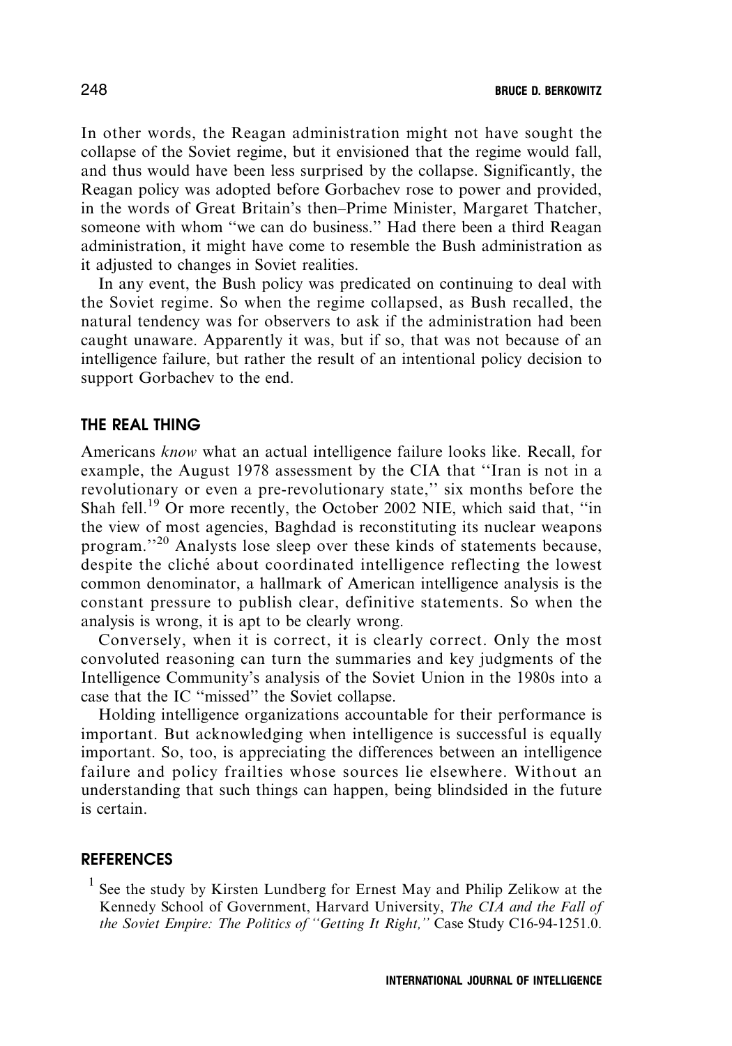In other words, the Reagan administration might not have sought the collapse of the Soviet regime, but it envisioned that the regime would fall, and thus would have been less surprised by the collapse. Significantly, the Reagan policy was adopted before Gorbachev rose to power and provided, in the words of Great Britain's then–Prime Minister, Margaret Thatcher, someone with whom ''we can do business.'' Had there been a third Reagan administration, it might have come to resemble the Bush administration as it adjusted to changes in Soviet realities.

In any event, the Bush policy was predicated on continuing to deal with the Soviet regime. So when the regime collapsed, as Bush recalled, the natural tendency was for observers to ask if the administration had been caught unaware. Apparently it was, but if so, that was not because of an intelligence failure, but rather the result of an intentional policy decision to support Gorbachev to the end.

## THE REAL THING

Americans *know* what an actual intelligence failure looks like. Recall, for example, the August 1978 assessment by the CIA that ''Iran is not in a revolutionary or even a pre-revolutionary state,'' six months before the Shah fell.[19] Or more recently, the October 2002 NIE, which said that, ''in the view of most agencies, Baghdad is reconstituting its nuclear weapons program.''[20] Analysts lose sleep over these kinds of statements because, despite the cliché about coordinated intelligence reflecting the lowest common denominator, a hallmark of American intelligence analysis is the constant pressure to publish clear, definitive statements. So when the analysis is wrong, it is apt to be clearly wrong.

Conversely, when it is correct, it is clearly correct. Only the most convoluted reasoning can turn the summaries and key judgments of the Intelligence Community's analysis of the Soviet Union in the 1980s into a case that the IC ''missed'' the Soviet collapse.

Holding intelligence organizations accountable for their performance is important. But acknowledging when intelligence is successful is equally important. So, too, is appreciating the differences between an intelligence failure and policy frailties whose sources lie elsewhere. Without an understanding that such things can happen, being blindsided in the future is certain.

## REFERENCES

[1] See the study by Kirsten Lundberg for Ernest May and Philip Zelikow at the Kennedy School of Government, Harvard University, *The CIA and the Fall of the Soviet Empire: The Politics of ''Getting It Right,''* Case Study C16-94-1251.0.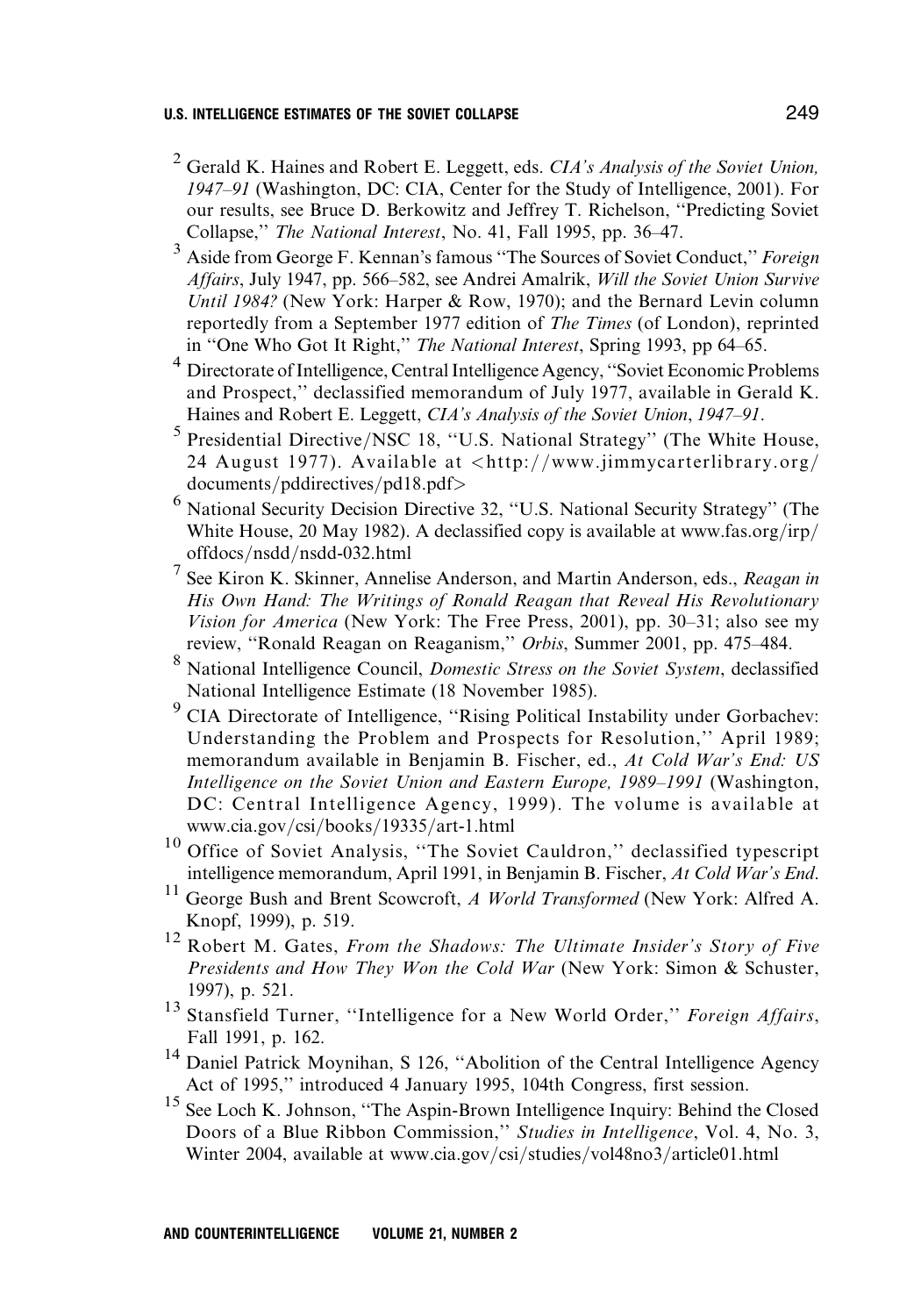[2] Gerald K. Haines and Robert E. Leggett, eds. *CIA's Analysis of the Soviet Union, 1947–91* (Washington, DC: CIA, Center for the Study of Intelligence, 2001). For our results, see Bruce D. Berkowitz and Jeffrey T. Richelson, ''Predicting Soviet Collapse,'' *The National Interest*, No. 41, Fall 1995, pp. 36–47.

[3] Aside from George F. Kennan's famous ''The Sources of Soviet Conduct,'' *Foreign Affairs*, July 1947, pp. 566–582, see Andrei Amalrik, *Will the Soviet Union Survive Until 1984?* (New York: Harper & Row, 1970); and the Bernard Levin column reportedly from a September 1977 edition of *The Times* (of London), reprinted in ''One Who Got It Right,'' *The National Interest*, Spring 1993, pp 64–65.

[4] Directorate of Intelligence, Central Intelligence Agency, ''Soviet Economic Problems and Prospect,'' declassified memorandum of July 1977, available in Gerald K. Haines and Robert E. Leggett, *CIA's Analysis of the Soviet Union, 1947–91*.

[5] Presidential Directive/NSC 18, ''U.S. National Strategy'' (The White House, 24 August 1977). Available at <http://www.jimmycarterlibrary.org/documents/pddirectives/pd18.pdf>

[6] National Security Decision Directive 32, ''U.S. National Security Strategy'' (The White House, 20 May 1982). A declassified copy is available at www.fas.org/irp/offdocs/nsdd/nsdd-032.html

[7] See Kiron K. Skinner, Annelise Anderson, and Martin Anderson, eds., *Reagan in His Own Hand: The Writings of Ronald Reagan that Reveal His Revolutionary Vision for America* (New York: The Free Press, 2001), pp. 30–31; also see my review, ''Ronald Reagan on Reaganism,'' *Orbis*, Summer 2001, pp. 475–484.

[8] National Intelligence Council, *Domestic Stress on the Soviet System*, declassified National Intelligence Estimate (18 November 1985).

[9] CIA Directorate of Intelligence, ''Rising Political Instability under Gorbachev: Understanding the Problem and Prospects for Resolution,'' April 1989; memorandum available in Benjamin B. Fischer, ed., *At Cold War's End: US Intelligence on the Soviet Union and Eastern Europe, 1989–1991* (Washington, DC: Central Intelligence Agency, 1999). The volume is available at www.cia.gov/csi/books/19335/art-1.html

[10] Office of Soviet Analysis, ''The Soviet Cauldron,'' declassified typescript intelligence memorandum, April 1991, in Benjamin B. Fischer, *At Cold War's End*.

[11] George Bush and Brent Scowcroft, *A World Transformed* (New York: Alfred A. Knopf, 1999), p. 519.

[12] Robert M. Gates, *From the Shadows: The Ultimate Insider's Story of Five Presidents and How They Won the Cold War* (New York: Simon & Schuster, 1997), p. 521.

[13] Stansfield Turner, ''Intelligence for a New World Order,'' *Foreign Affairs*, Fall 1991, p. 162.

[14] Daniel Patrick Moynihan, S 126, ''Abolition of the Central Intelligence Agency Act of 1995,'' introduced 4 January 1995, 104th Congress, first session.

[15] See Loch K. Johnson, ''The Aspin-Brown Intelligence Inquiry: Behind the Closed Doors of a Blue Ribbon Commission,'' *Studies in Intelligence*, Vol. 4, No. 3, Winter 2004, available at www.cia.gov/csi/studies/vol48no3/article01.html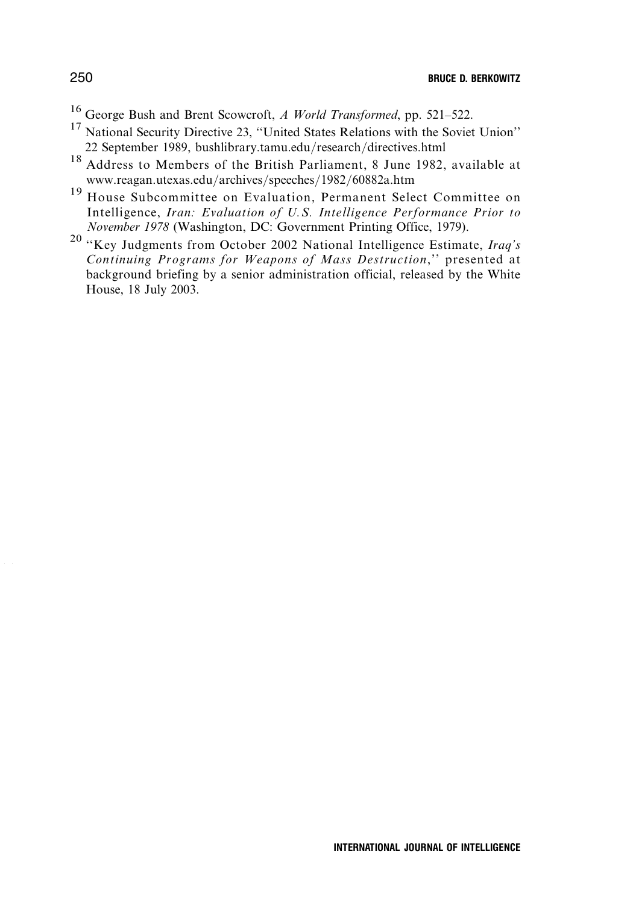[16] George Bush and Brent Scowcroft, *A World Transformed*, pp. 521–522.

[17] National Security Directive 23, ''United States Relations with the Soviet Union'' 22 September 1989, bushlibrary.tamu.edu/research/directives.html

[18] Address to Members of the British Parliament, 8 June 1982, available at www.reagan.utexas.edu/archives/speeches/1982/60882a.htm

[19] House Subcommittee on Evaluation, Permanent Select Committee on Intelligence, *Iran: Evaluation of U.S. Intelligence Performance Prior to November 1978* (Washington, DC: Government Printing Office, 1979).

[20] ''Key Judgments from October 2002 National Intelligence Estimate, *Iraq's Continuing Programs for Weapons of Mass Destruction*,'' presented at background briefing by a senior administration official, released by the White House, 18 July 2003.